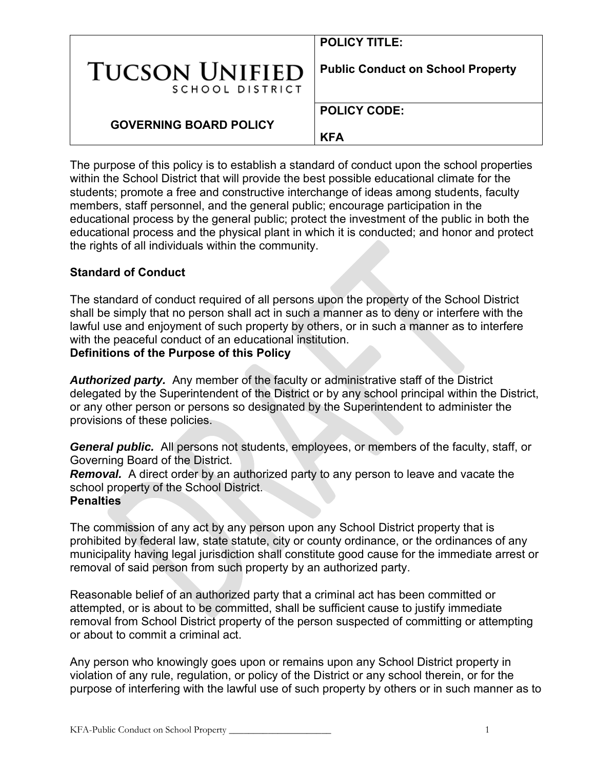| TUCSON UNIFIED SCHOOL DISTRICT | **POLICY TITLE:** **Public Conduct on School Property** |
| --- | --- |
| **GOVERNING BOARD POLICY** | **POLICY CODE:** **KFA** |

The purpose of this policy is to establish a standard of conduct upon the school properties within the School District that will provide the best possible educational climate for the students; promote a free and constructive interchange of ideas among students, faculty members, staff personnel, and the general public; encourage participation in the educational process by the general public; protect the investment of the public in both the educational process and the physical plant in which it is conducted; and honor and protect the rights of all individuals within the community.

**Standard of Conduct**

The standard of conduct required of all persons upon the property of the School District shall be simply that no person shall act in such a manner as to deny or interfere with the lawful use and enjoyment of such property by others, or in such a manner as to interfere with the peaceful conduct of an educational institution.

**Definitions of the Purpose of this Policy**

***Authorized party.*** Any member of the faculty or administrative staff of the District delegated by the Superintendent of the District or by any school principal within the District, or any other person or persons so designated by the Superintendent to administer the provisions of these policies.

***General public.*** All persons not students, employees, or members of the faculty, staff, or Governing Board of the District.

***Removal.*** A direct order by an authorized party to any person to leave and vacate the school property of the School District.

**Penalties**

The commission of any act by any person upon any School District property that is prohibited by federal law, state statute, city or county ordinance, or the ordinances of any municipality having legal jurisdiction shall constitute good cause for the immediate arrest or removal of said person from such property by an authorized party.

Reasonable belief of an authorized party that a criminal act has been committed or attempted, or is about to be committed, shall be sufficient cause to justify immediate removal from School District property of the person suspected of committing or attempting or about to commit a criminal act.

Any person who knowingly goes upon or remains upon any School District property in violation of any rule, regulation, or policy of the District or any school therein, or for the purpose of interfering with the lawful use of such property by others or in such manner as to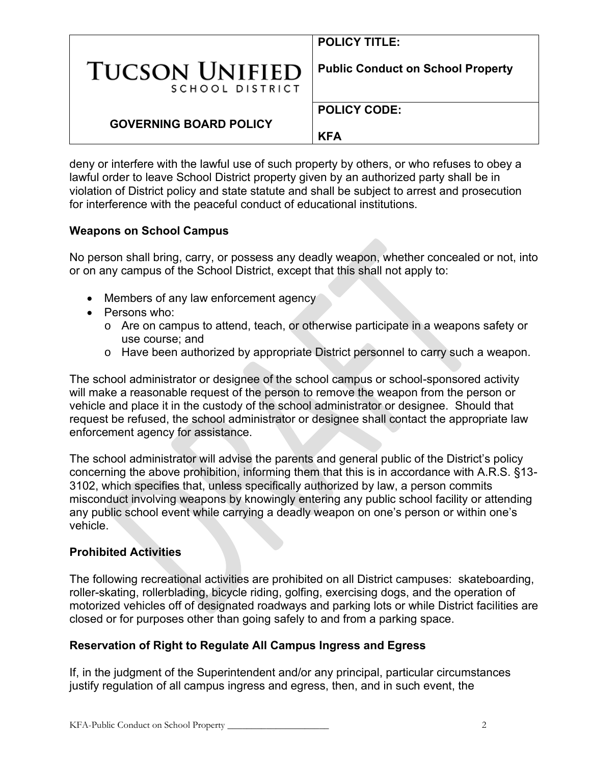deny or interfere with the lawful use of such property by others, or who refuses to obey a lawful order to leave School District property given by an authorized party shall be in violation of District policy and state statute and shall be subject to arrest and prosecution for interference with the peaceful conduct of educational institutions.

**Weapons on School Campus**

No person shall bring, carry, or possess any deadly weapon, whether concealed or not, into or on any campus of the School District, except that this shall not apply to:

- Members of any law enforcement agency
- Persons who:
  - Are on campus to attend, teach, or otherwise participate in a weapons safety or use course; and
  - Have been authorized by appropriate District personnel to carry such a weapon.

The school administrator or designee of the school campus or school-sponsored activity will make a reasonable request of the person to remove the weapon from the person or vehicle and place it in the custody of the school administrator or designee. Should that request be refused, the school administrator or designee shall contact the appropriate law enforcement agency for assistance.

The school administrator will advise the parents and general public of the District's policy concerning the above prohibition, informing them that this is in accordance with A.R.S. §13-3102, which specifies that, unless specifically authorized by law, a person commits misconduct involving weapons by knowingly entering any public school facility or attending any public school event while carrying a deadly weapon on one's person or within one's vehicle.

**Prohibited Activities**

The following recreational activities are prohibited on all District campuses: skateboarding, roller-skating, rollerblading, bicycle riding, golfing, exercising dogs, and the operation of motorized vehicles off of designated roadways and parking lots or while District facilities are closed or for purposes other than going safely to and from a parking space.

**Reservation of Right to Regulate All Campus Ingress and Egress**

If, in the judgment of the Superintendent and/or any principal, particular circumstances justify regulation of all campus ingress and egress, then, and in such event, the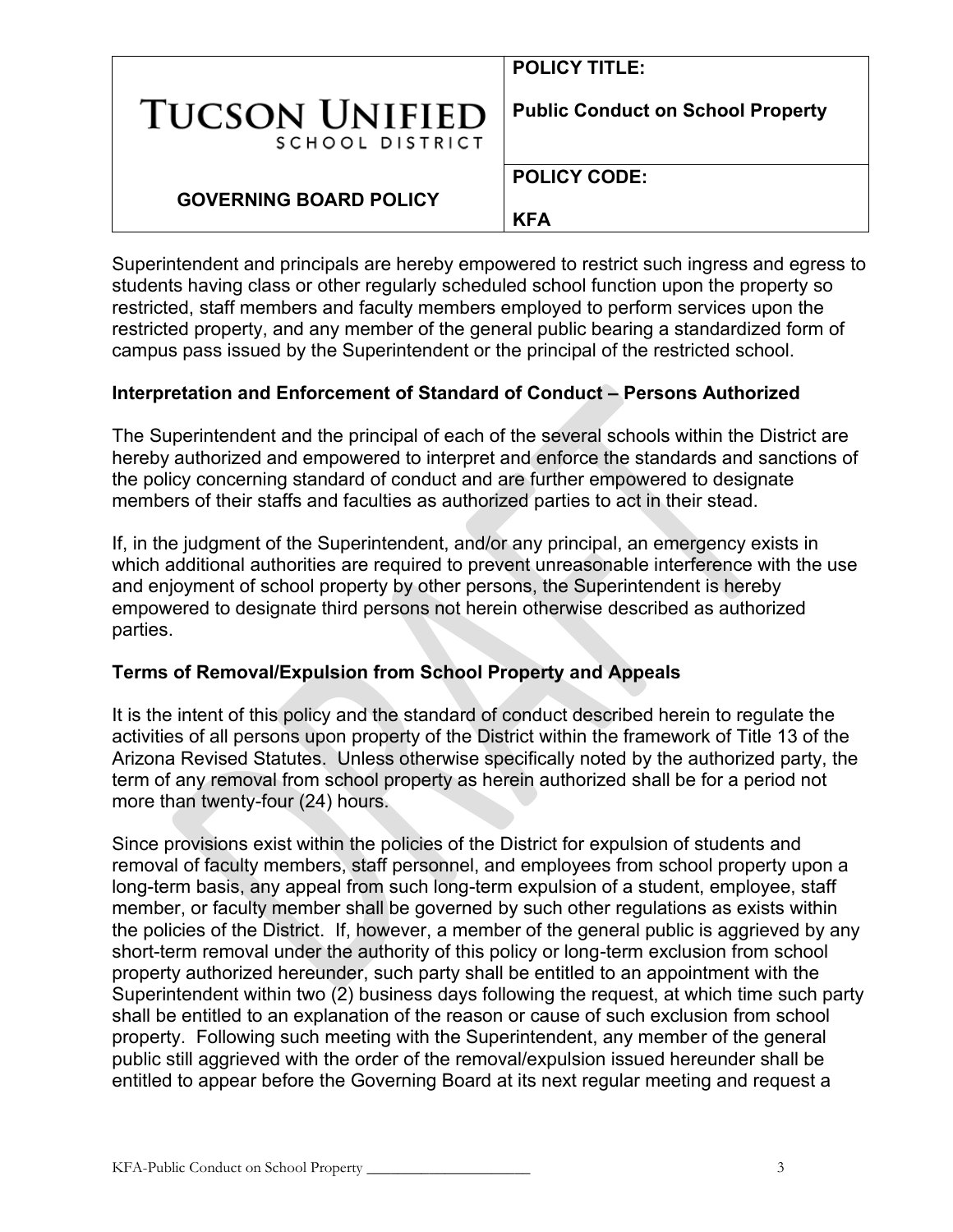Superintendent and principals are hereby empowered to restrict such ingress and egress to students having class or other regularly scheduled school function upon the property so restricted, staff members and faculty members employed to perform services upon the restricted property, and any member of the general public bearing a standardized form of campus pass issued by the Superintendent or the principal of the restricted school.

### Interpretation and Enforcement of Standard of Conduct – Persons Authorized

The Superintendent and the principal of each of the several schools within the District are hereby authorized and empowered to interpret and enforce the standards and sanctions of the policy concerning standard of conduct and are further empowered to designate members of their staffs and faculties as authorized parties to act in their stead.

If, in the judgment of the Superintendent, and/or any principal, an emergency exists in which additional authorities are required to prevent unreasonable interference with the use and enjoyment of school property by other persons, the Superintendent is hereby empowered to designate third persons not herein otherwise described as authorized parties.

### Terms of Removal/Expulsion from School Property and Appeals

It is the intent of this policy and the standard of conduct described herein to regulate the activities of all persons upon property of the District within the framework of Title 13 of the Arizona Revised Statutes. Unless otherwise specifically noted by the authorized party, the term of any removal from school property as herein authorized shall be for a period not more than twenty-four (24) hours.

Since provisions exist within the policies of the District for expulsion of students and removal of faculty members, staff personnel, and employees from school property upon a long-term basis, any appeal from such long-term expulsion of a student, employee, staff member, or faculty member shall be governed by such other regulations as exists within the policies of the District. If, however, a member of the general public is aggrieved by any short-term removal under the authority of this policy or long-term exclusion from school property authorized hereunder, such party shall be entitled to an appointment with the Superintendent within two (2) business days following the request, at which time such party shall be entitled to an explanation of the reason or cause of such exclusion from school property. Following such meeting with the Superintendent, any member of the general public still aggrieved with the order of the removal/expulsion issued hereunder shall be entitled to appear before the Governing Board at its next regular meeting and request a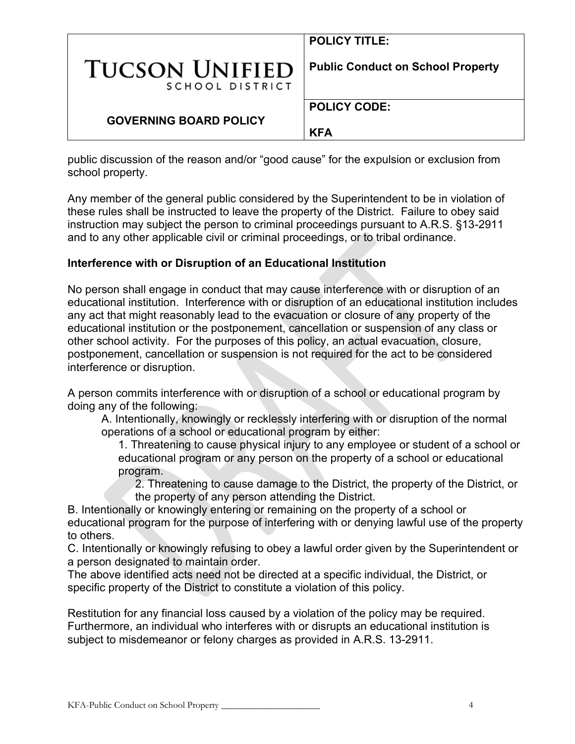public discussion of the reason and/or "good cause" for the expulsion or exclusion from school property.

Any member of the general public considered by the Superintendent to be in violation of these rules shall be instructed to leave the property of the District. Failure to obey said instruction may subject the person to criminal proceedings pursuant to A.R.S. §13-2911 and to any other applicable civil or criminal proceedings, or to tribal ordinance.

**Interference with or Disruption of an Educational Institution**

No person shall engage in conduct that may cause interference with or disruption of an educational institution. Interference with or disruption of an educational institution includes any act that might reasonably lead to the evacuation or closure of any property of the educational institution or the postponement, cancellation or suspension of any class or other school activity. For the purposes of this policy, an actual evacuation, closure, postponement, cancellation or suspension is not required for the act to be considered interference or disruption.

A person commits interference with or disruption of a school or educational program by doing any of the following:

A. Intentionally, knowingly or recklessly interfering with or disruption of the normal operations of a school or educational program by either:

1. Threatening to cause physical injury to any employee or student of a school or educational program or any person on the property of a school or educational program.
2. Threatening to cause damage to the District, the property of the District, or the property of any person attending the District.

B. Intentionally or knowingly entering or remaining on the property of a school or educational program for the purpose of interfering with or denying lawful use of the property to others.

C. Intentionally or knowingly refusing to obey a lawful order given by the Superintendent or a person designated to maintain order.

The above identified acts need not be directed at a specific individual, the District, or specific property of the District to constitute a violation of this policy.

Restitution for any financial loss caused by a violation of the policy may be required. Furthermore, an individual who interferes with or disrupts an educational institution is subject to misdemeanor or felony charges as provided in A.R.S. 13-2911.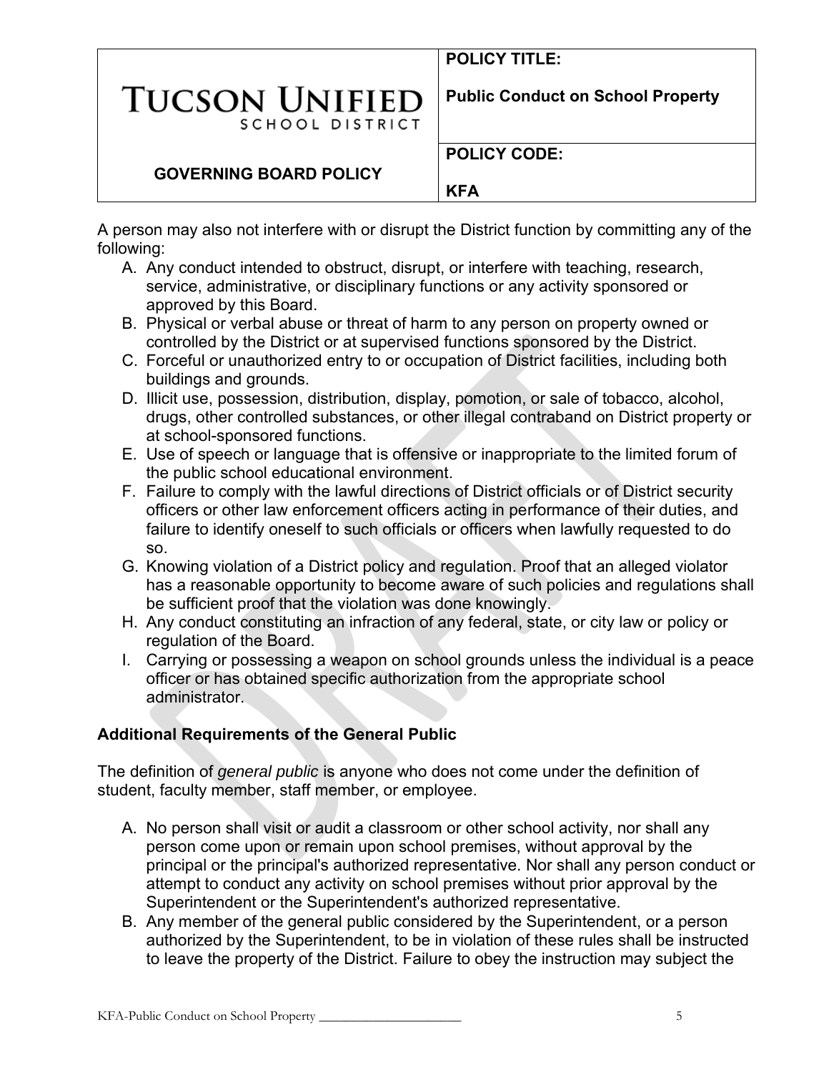A person may also not interfere with or disrupt the District function by committing any of the following:

A. Any conduct intended to obstruct, disrupt, or interfere with teaching, research, service, administrative, or disciplinary functions or any activity sponsored or approved by this Board.
B. Physical or verbal abuse or threat of harm to any person on property owned or controlled by the District or at supervised functions sponsored by the District.
C. Forceful or unauthorized entry to or occupation of District facilities, including both buildings and grounds.
D. Illicit use, possession, distribution, display, pomotion, or sale of tobacco, alcohol, drugs, other controlled substances, or other illegal contraband on District property or at school-sponsored functions.
E. Use of speech or language that is offensive or inappropriate to the limited forum of the public school educational environment.
F. Failure to comply with the lawful directions of District officials or of District security officers or other law enforcement officers acting in performance of their duties, and failure to identify oneself to such officials or officers when lawfully requested to do so.
G. Knowing violation of a District policy and regulation. Proof that an alleged violator has a reasonable opportunity to become aware of such policies and regulations shall be sufficient proof that the violation was done knowingly.
H. Any conduct constituting an infraction of any federal, state, or city law or policy or regulation of the Board.
I. Carrying or possessing a weapon on school grounds unless the individual is a peace officer or has obtained specific authorization from the appropriate school administrator.

**Additional Requirements of the General Public**

The definition of *general public* is anyone who does not come under the definition of student, faculty member, staff member, or employee.

A. No person shall visit or audit a classroom or other school activity, nor shall any person come upon or remain upon school premises, without approval by the principal or the principal's authorized representative. Nor shall any person conduct or attempt to conduct any activity on school premises without prior approval by the Superintendent or the Superintendent's authorized representative.
B. Any member of the general public considered by the Superintendent, or a person authorized by the Superintendent, to be in violation of these rules shall be instructed to leave the property of the District. Failure to obey the instruction may subject the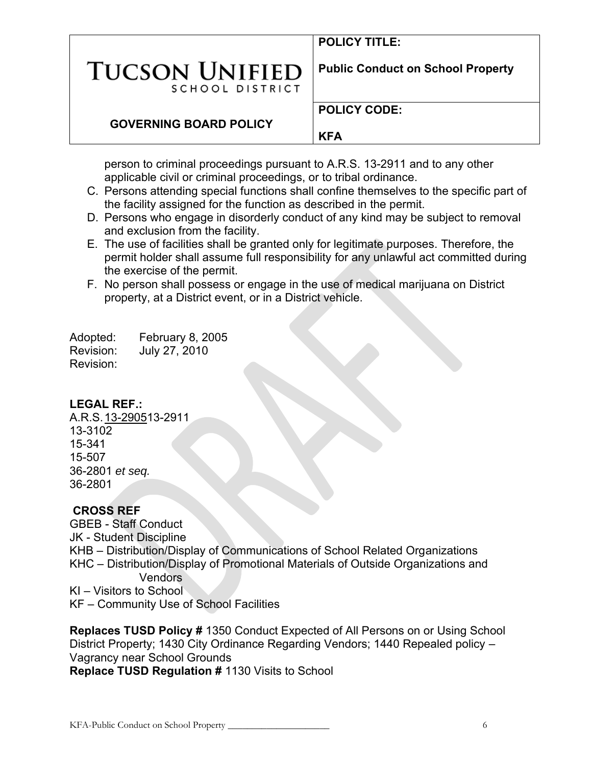person to criminal proceedings pursuant to A.R.S. 13-2911 and to any other applicable civil or criminal proceedings, or to tribal ordinance.

C. Persons attending special functions shall confine themselves to the specific part of the facility assigned for the function as described in the permit.
D. Persons who engage in disorderly conduct of any kind may be subject to removal and exclusion from the facility.
E. The use of facilities shall be granted only for legitimate purposes. Therefore, the permit holder shall assume full responsibility for any unlawful act committed during the exercise of the permit.
F. No person shall possess or engage in the use of medical marijuana on District property, at a District event, or in a District vehicle.

Adopted: February 8, 2005
Revision: July 27, 2010
Revision:

**LEGAL REF.:**
A.R.S. 13-2905 13-2911
13-3102
15-341
15-507
36-2801 *et seq.*
36-2801

**CROSS REF**
GBEB - Staff Conduct
JK - Student Discipline
KHB – Distribution/Display of Communications of School Related Organizations
KHC – Distribution/Display of Promotional Materials of Outside Organizations and Vendors
KI – Visitors to School
KF – Community Use of School Facilities

**Replaces TUSD Policy #** 1350 Conduct Expected of All Persons on or Using School District Property; 1430 City Ordinance Regarding Vendors; 1440 Repealed policy – Vagrancy near School Grounds
**Replace TUSD Regulation #** 1130 Visits to School